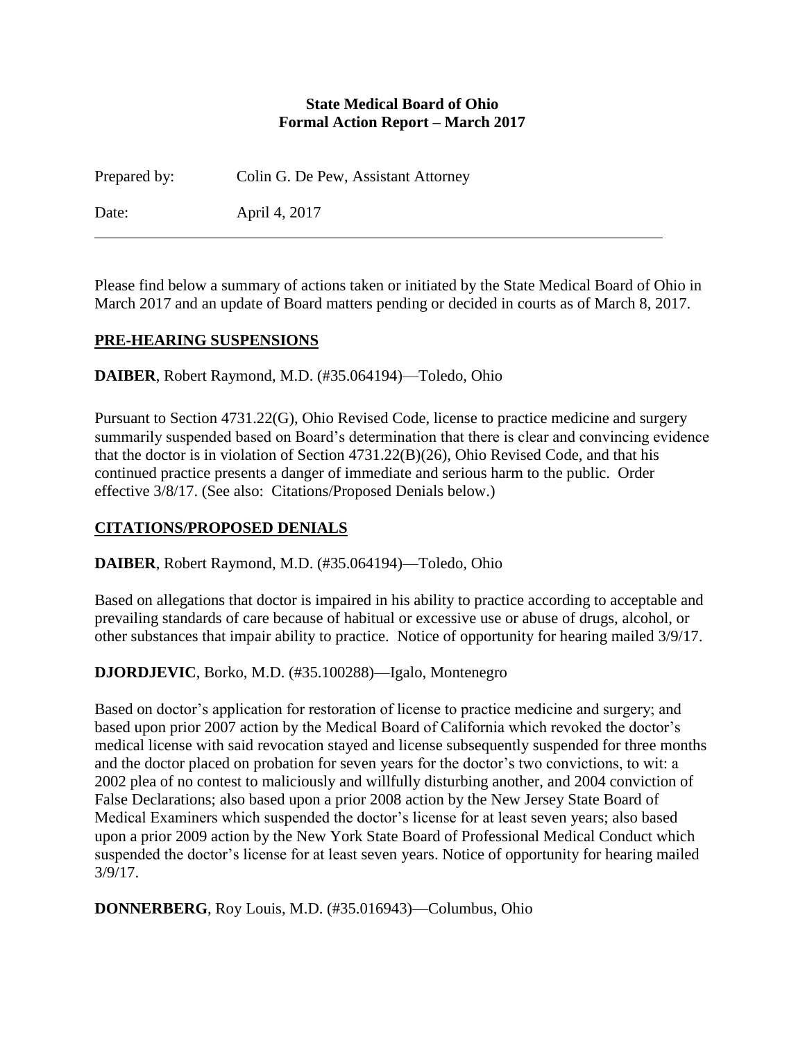**State Medical Board of Ohio**
**Formal Action Report – March 2017**

Prepared by: Colin G. De Pew, Assistant Attorney

Date: April 4, 2017

---

Please find below a summary of actions taken or initiated by the State Medical Board of Ohio in March 2017 and an update of Board matters pending or decided in courts as of March 8, 2017.

## PRE-HEARING SUSPENSIONS

**DAIBER**, Robert Raymond, M.D. (#35.064194)—Toledo, Ohio

Pursuant to Section 4731.22(G), Ohio Revised Code, license to practice medicine and surgery summarily suspended based on Board's determination that there is clear and convincing evidence that the doctor is in violation of Section 4731.22(B)(26), Ohio Revised Code, and that his continued practice presents a danger of immediate and serious harm to the public. Order effective 3/8/17. (See also: Citations/Proposed Denials below.)

## CITATIONS/PROPOSED DENIALS

**DAIBER**, Robert Raymond, M.D. (#35.064194)—Toledo, Ohio

Based on allegations that doctor is impaired in his ability to practice according to acceptable and prevailing standards of care because of habitual or excessive use or abuse of drugs, alcohol, or other substances that impair ability to practice. Notice of opportunity for hearing mailed 3/9/17.

**DJORDJEVIC**, Borko, M.D. (#35.100288)—Igalo, Montenegro

Based on doctor's application for restoration of license to practice medicine and surgery; and based upon prior 2007 action by the Medical Board of California which revoked the doctor's medical license with said revocation stayed and license subsequently suspended for three months and the doctor placed on probation for seven years for the doctor's two convictions, to wit: a 2002 plea of no contest to maliciously and willfully disturbing another, and 2004 conviction of False Declarations; also based upon a prior 2008 action by the New Jersey State Board of Medical Examiners which suspended the doctor's license for at least seven years; also based upon a prior 2009 action by the New York State Board of Professional Medical Conduct which suspended the doctor's license for at least seven years. Notice of opportunity for hearing mailed 3/9/17.

**DONNERBERG**, Roy Louis, M.D. (#35.016943)—Columbus, Ohio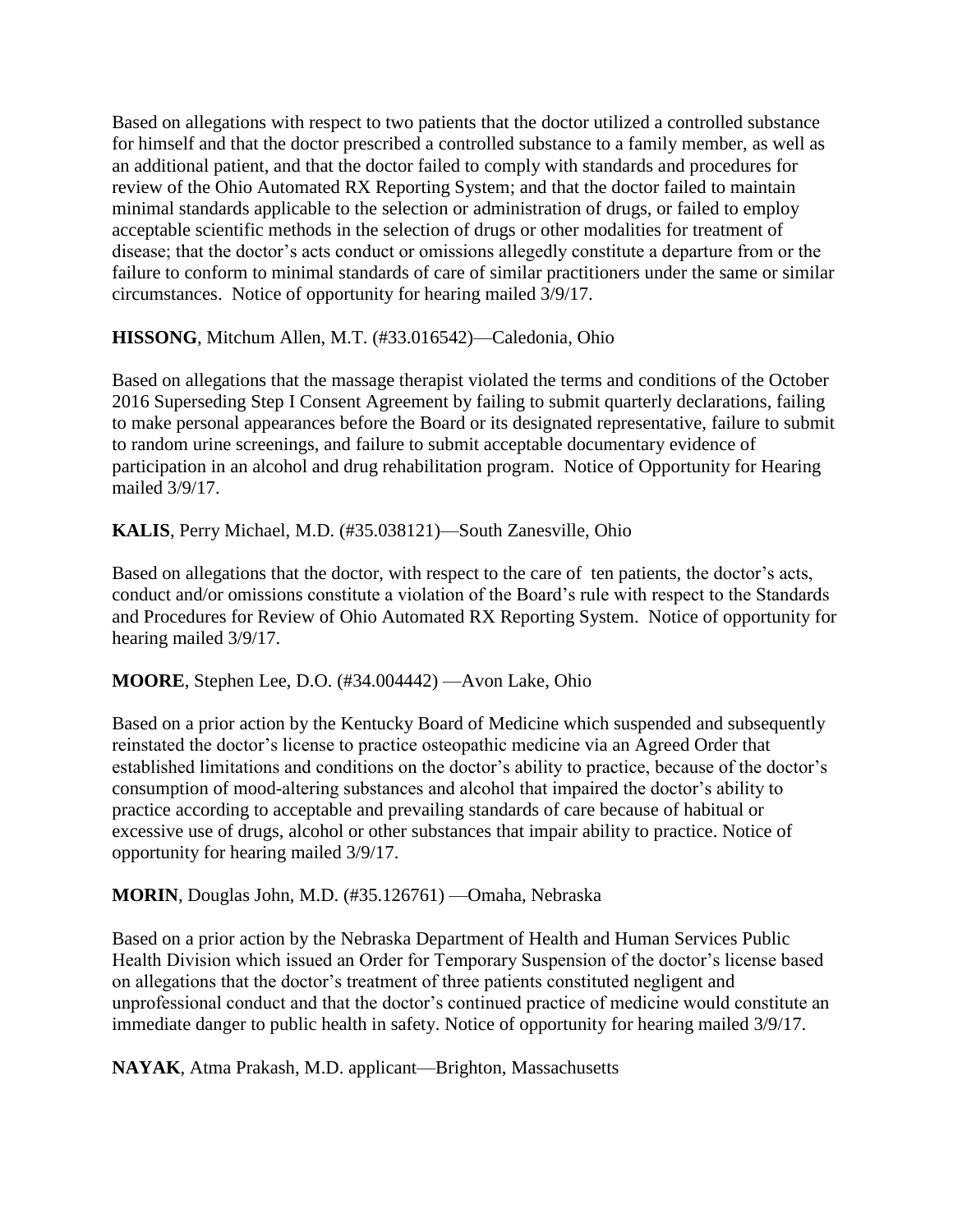Based on allegations with respect to two patients that the doctor utilized a controlled substance for himself and that the doctor prescribed a controlled substance to a family member, as well as an additional patient, and that the doctor failed to comply with standards and procedures for review of the Ohio Automated RX Reporting System; and that the doctor failed to maintain minimal standards applicable to the selection or administration of drugs, or failed to employ acceptable scientific methods in the selection of drugs or other modalities for treatment of disease; that the doctor's acts conduct or omissions allegedly constitute a departure from or the failure to conform to minimal standards of care of similar practitioners under the same or similar circumstances. Notice of opportunity for hearing mailed 3/9/17.

**HISSONG**, Mitchum Allen, M.T. (#33.016542)—Caledonia, Ohio

Based on allegations that the massage therapist violated the terms and conditions of the October 2016 Superseding Step I Consent Agreement by failing to submit quarterly declarations, failing to make personal appearances before the Board or its designated representative, failure to submit to random urine screenings, and failure to submit acceptable documentary evidence of participation in an alcohol and drug rehabilitation program. Notice of Opportunity for Hearing mailed 3/9/17.

**KALIS**, Perry Michael, M.D. (#35.038121)—South Zanesville, Ohio

Based on allegations that the doctor, with respect to the care of ten patients, the doctor's acts, conduct and/or omissions constitute a violation of the Board's rule with respect to the Standards and Procedures for Review of Ohio Automated RX Reporting System. Notice of opportunity for hearing mailed 3/9/17.

**MOORE**, Stephen Lee, D.O. (#34.004442) —Avon Lake, Ohio

Based on a prior action by the Kentucky Board of Medicine which suspended and subsequently reinstated the doctor's license to practice osteopathic medicine via an Agreed Order that established limitations and conditions on the doctor's ability to practice, because of the doctor's consumption of mood-altering substances and alcohol that impaired the doctor's ability to practice according to acceptable and prevailing standards of care because of habitual or excessive use of drugs, alcohol or other substances that impair ability to practice. Notice of opportunity for hearing mailed 3/9/17.

**MORIN**, Douglas John, M.D. (#35.126761) —Omaha, Nebraska

Based on a prior action by the Nebraska Department of Health and Human Services Public Health Division which issued an Order for Temporary Suspension of the doctor's license based on allegations that the doctor's treatment of three patients constituted negligent and unprofessional conduct and that the doctor's continued practice of medicine would constitute an immediate danger to public health in safety. Notice of opportunity for hearing mailed 3/9/17.

**NAYAK**, Atma Prakash, M.D. applicant—Brighton, Massachusetts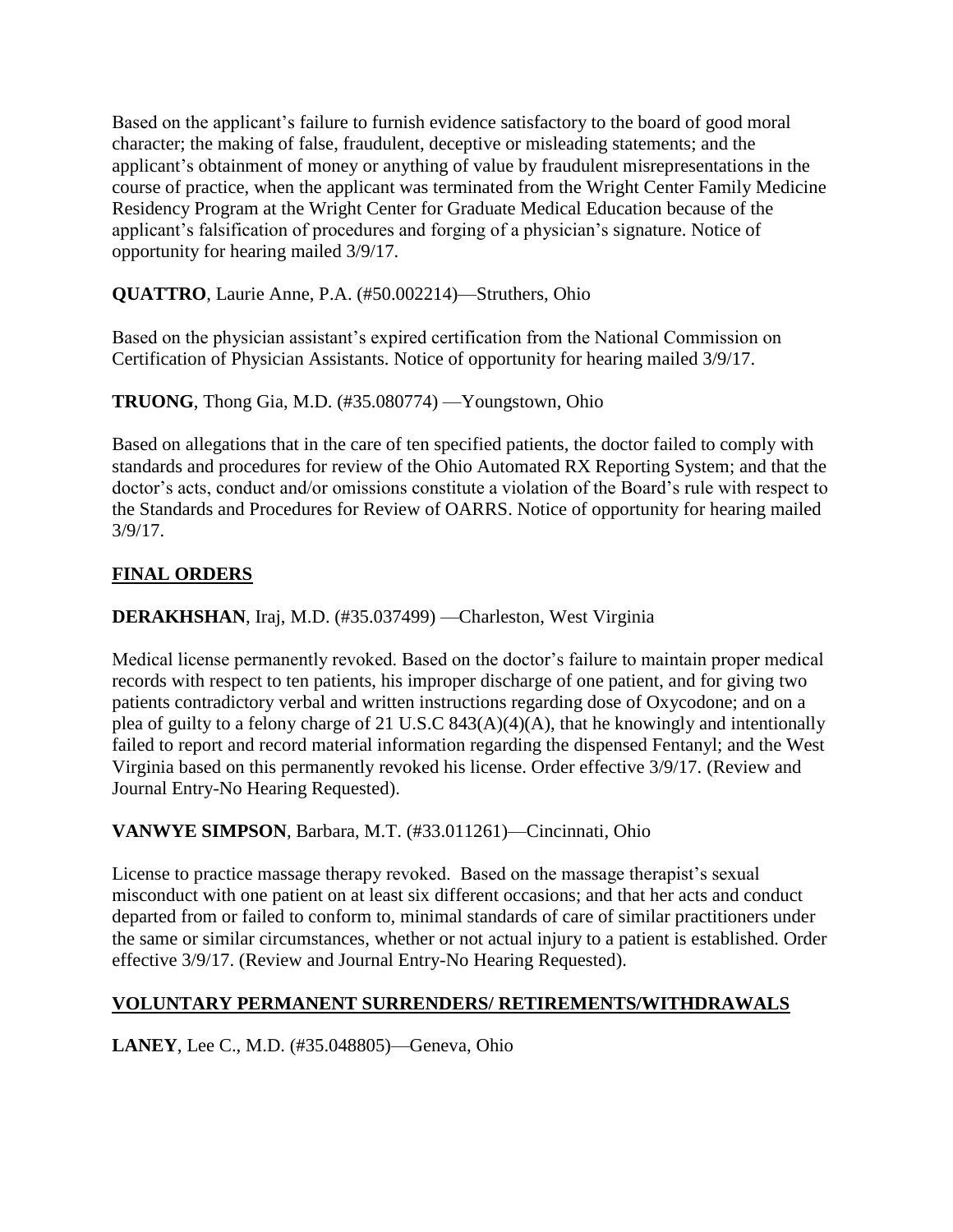Based on the applicant's failure to furnish evidence satisfactory to the board of good moral character; the making of false, fraudulent, deceptive or misleading statements; and the applicant's obtainment of money or anything of value by fraudulent misrepresentations in the course of practice, when the applicant was terminated from the Wright Center Family Medicine Residency Program at the Wright Center for Graduate Medical Education because of the applicant's falsification of procedures and forging of a physician's signature. Notice of opportunity for hearing mailed 3/9/17.

**QUATTRO**, Laurie Anne, P.A. (#50.002214)—Struthers, Ohio

Based on the physician assistant's expired certification from the National Commission on Certification of Physician Assistants. Notice of opportunity for hearing mailed 3/9/17.

**TRUONG**, Thong Gia, M.D. (#35.080774) —Youngstown, Ohio

Based on allegations that in the care of ten specified patients, the doctor failed to comply with standards and procedures for review of the Ohio Automated RX Reporting System; and that the doctor's acts, conduct and/or omissions constitute a violation of the Board's rule with respect to the Standards and Procedures for Review of OARRS. Notice of opportunity for hearing mailed 3/9/17.

## FINAL ORDERS

**DERAKHSHAN**, Iraj, M.D. (#35.037499) —Charleston, West Virginia

Medical license permanently revoked. Based on the doctor's failure to maintain proper medical records with respect to ten patients, his improper discharge of one patient, and for giving two patients contradictory verbal and written instructions regarding dose of Oxycodone; and on a plea of guilty to a felony charge of 21 U.S.C 843(A)(4)(A), that he knowingly and intentionally failed to report and record material information regarding the dispensed Fentanyl; and the West Virginia based on this permanently revoked his license. Order effective 3/9/17. (Review and Journal Entry-No Hearing Requested).

**VANWYE SIMPSON**, Barbara, M.T. (#33.011261)—Cincinnati, Ohio

License to practice massage therapy revoked. Based on the massage therapist's sexual misconduct with one patient on at least six different occasions; and that her acts and conduct departed from or failed to conform to, minimal standards of care of similar practitioners under the same or similar circumstances, whether or not actual injury to a patient is established. Order effective 3/9/17. (Review and Journal Entry-No Hearing Requested).

## VOLUNTARY PERMANENT SURRENDERS/ RETIREMENTS/WITHDRAWALS

**LANEY**, Lee C., M.D. (#35.048805)—Geneva, Ohio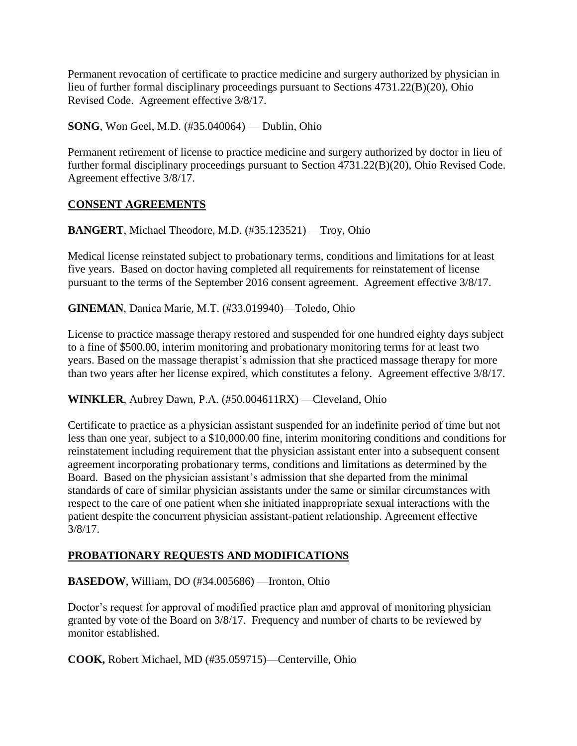Permanent revocation of certificate to practice medicine and surgery authorized by physician in lieu of further formal disciplinary proceedings pursuant to Sections 4731.22(B)(20), Ohio Revised Code. Agreement effective 3/8/17.

**SONG**, Won Geel, M.D. (#35.040064) — Dublin, Ohio

Permanent retirement of license to practice medicine and surgery authorized by doctor in lieu of further formal disciplinary proceedings pursuant to Section 4731.22(B)(20), Ohio Revised Code. Agreement effective 3/8/17.

## CONSENT AGREEMENTS

**BANGERT**, Michael Theodore, M.D. (#35.123521) —Troy, Ohio

Medical license reinstated subject to probationary terms, conditions and limitations for at least five years. Based on doctor having completed all requirements for reinstatement of license pursuant to the terms of the September 2016 consent agreement. Agreement effective 3/8/17.

**GINEMAN**, Danica Marie, M.T. (#33.019940)—Toledo, Ohio

License to practice massage therapy restored and suspended for one hundred eighty days subject to a fine of $500.00, interim monitoring and probationary monitoring terms for at least two years. Based on the massage therapist's admission that she practiced massage therapy for more than two years after her license expired, which constitutes a felony. Agreement effective 3/8/17.

**WINKLER**, Aubrey Dawn, P.A. (#50.004611RX) —Cleveland, Ohio

Certificate to practice as a physician assistant suspended for an indefinite period of time but not less than one year, subject to a $10,000.00 fine, interim monitoring conditions and conditions for reinstatement including requirement that the physician assistant enter into a subsequent consent agreement incorporating probationary terms, conditions and limitations as determined by the Board. Based on the physician assistant's admission that she departed from the minimal standards of care of similar physician assistants under the same or similar circumstances with respect to the care of one patient when she initiated inappropriate sexual interactions with the patient despite the concurrent physician assistant-patient relationship. Agreement effective 3/8/17.

## PROBATIONARY REQUESTS AND MODIFICATIONS

**BASEDOW**, William, DO (#34.005686) —Ironton, Ohio

Doctor's request for approval of modified practice plan and approval of monitoring physician granted by vote of the Board on 3/8/17. Frequency and number of charts to be reviewed by monitor established.

**COOK,** Robert Michael, MD (#35.059715)—Centerville, Ohio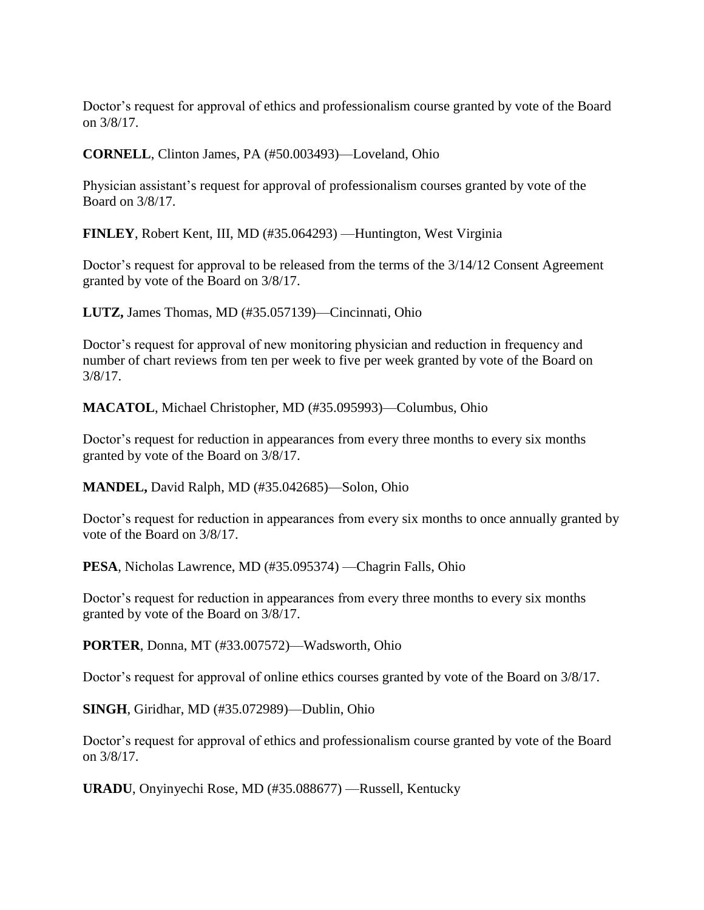Doctor's request for approval of ethics and professionalism course granted by vote of the Board on 3/8/17.

**CORNELL**, Clinton James, PA (#50.003493)—Loveland, Ohio

Physician assistant's request for approval of professionalism courses granted by vote of the Board on 3/8/17.

**FINLEY**, Robert Kent, III, MD (#35.064293) —Huntington, West Virginia

Doctor's request for approval to be released from the terms of the 3/14/12 Consent Agreement granted by vote of the Board on 3/8/17.

**LUTZ,** James Thomas, MD (#35.057139)—Cincinnati, Ohio

Doctor's request for approval of new monitoring physician and reduction in frequency and number of chart reviews from ten per week to five per week granted by vote of the Board on 3/8/17.

**MACATOL**, Michael Christopher, MD (#35.095993)—Columbus, Ohio

Doctor's request for reduction in appearances from every three months to every six months granted by vote of the Board on 3/8/17.

**MANDEL,** David Ralph, MD (#35.042685)—Solon, Ohio

Doctor's request for reduction in appearances from every six months to once annually granted by vote of the Board on 3/8/17.

**PESA**, Nicholas Lawrence, MD (#35.095374) —Chagrin Falls, Ohio

Doctor's request for reduction in appearances from every three months to every six months granted by vote of the Board on 3/8/17.

**PORTER**, Donna, MT (#33.007572)—Wadsworth, Ohio

Doctor's request for approval of online ethics courses granted by vote of the Board on 3/8/17.

**SINGH**, Giridhar, MD (#35.072989)—Dublin, Ohio

Doctor's request for approval of ethics and professionalism course granted by vote of the Board on 3/8/17.

**URADU**, Onyinyechi Rose, MD (#35.088677) —Russell, Kentucky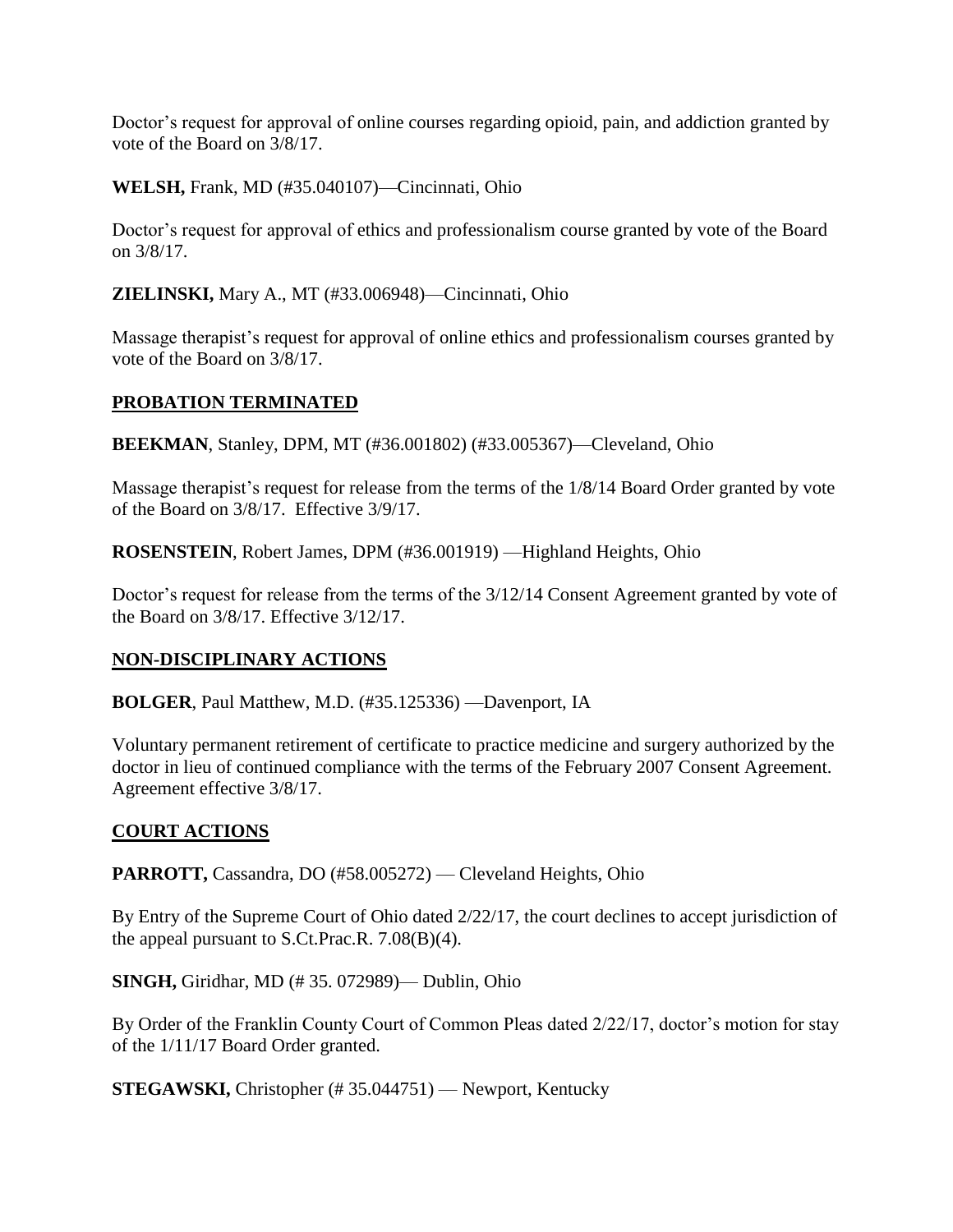Doctor's request for approval of online courses regarding opioid, pain, and addiction granted by vote of the Board on 3/8/17.

**WELSH,** Frank, MD (#35.040107)—Cincinnati, Ohio

Doctor's request for approval of ethics and professionalism course granted by vote of the Board on 3/8/17.

**ZIELINSKI,** Mary A., MT (#33.006948)—Cincinnati, Ohio

Massage therapist's request for approval of online ethics and professionalism courses granted by vote of the Board on 3/8/17.

## PROBATION TERMINATED

**BEEKMAN**, Stanley, DPM, MT (#36.001802) (#33.005367)—Cleveland, Ohio

Massage therapist's request for release from the terms of the 1/8/14 Board Order granted by vote of the Board on 3/8/17. Effective 3/9/17.

**ROSENSTEIN**, Robert James, DPM (#36.001919) —Highland Heights, Ohio

Doctor's request for release from the terms of the 3/12/14 Consent Agreement granted by vote of the Board on 3/8/17. Effective 3/12/17.

## NON-DISCIPLINARY ACTIONS

**BOLGER**, Paul Matthew, M.D. (#35.125336) —Davenport, IA

Voluntary permanent retirement of certificate to practice medicine and surgery authorized by the doctor in lieu of continued compliance with the terms of the February 2007 Consent Agreement. Agreement effective 3/8/17.

## COURT ACTIONS

**PARROTT,** Cassandra, DO (#58.005272) — Cleveland Heights, Ohio

By Entry of the Supreme Court of Ohio dated 2/22/17, the court declines to accept jurisdiction of the appeal pursuant to S.Ct.Prac.R. 7.08(B)(4).

**SINGH,** Giridhar, MD (# 35. 072989)— Dublin, Ohio

By Order of the Franklin County Court of Common Pleas dated 2/22/17, doctor's motion for stay of the 1/11/17 Board Order granted.

**STEGAWSKI,** Christopher (# 35.044751) — Newport, Kentucky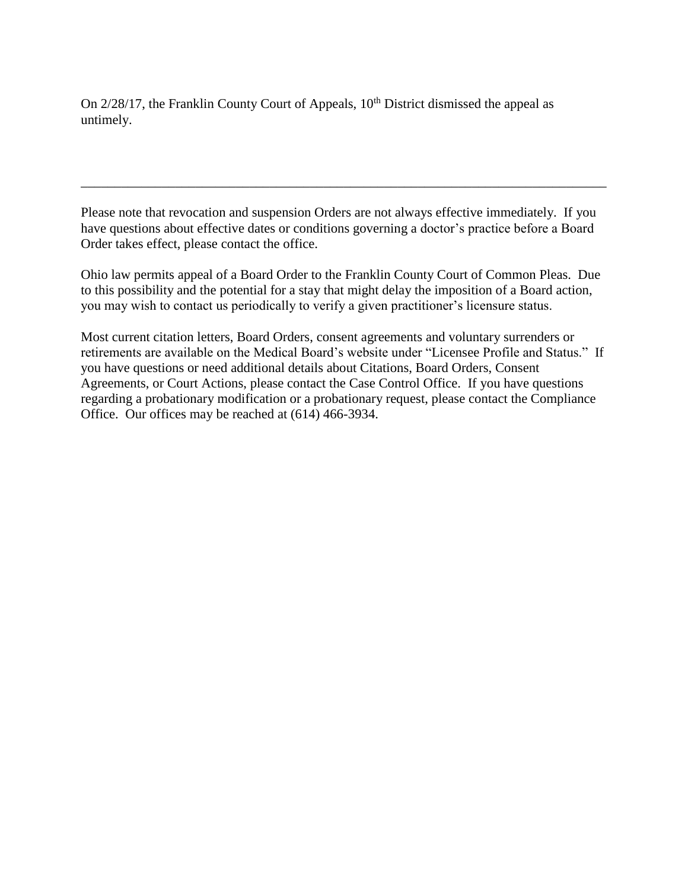On 2/28/17, the Franklin County Court of Appeals, 10th District dismissed the appeal as untimely.

---

Please note that revocation and suspension Orders are not always effective immediately. If you have questions about effective dates or conditions governing a doctor's practice before a Board Order takes effect, please contact the office.

Ohio law permits appeal of a Board Order to the Franklin County Court of Common Pleas. Due to this possibility and the potential for a stay that might delay the imposition of a Board action, you may wish to contact us periodically to verify a given practitioner's licensure status.

Most current citation letters, Board Orders, consent agreements and voluntary surrenders or retirements are available on the Medical Board's website under "Licensee Profile and Status." If you have questions or need additional details about Citations, Board Orders, Consent Agreements, or Court Actions, please contact the Case Control Office. If you have questions regarding a probationary modification or a probationary request, please contact the Compliance Office. Our offices may be reached at (614) 466-3934.